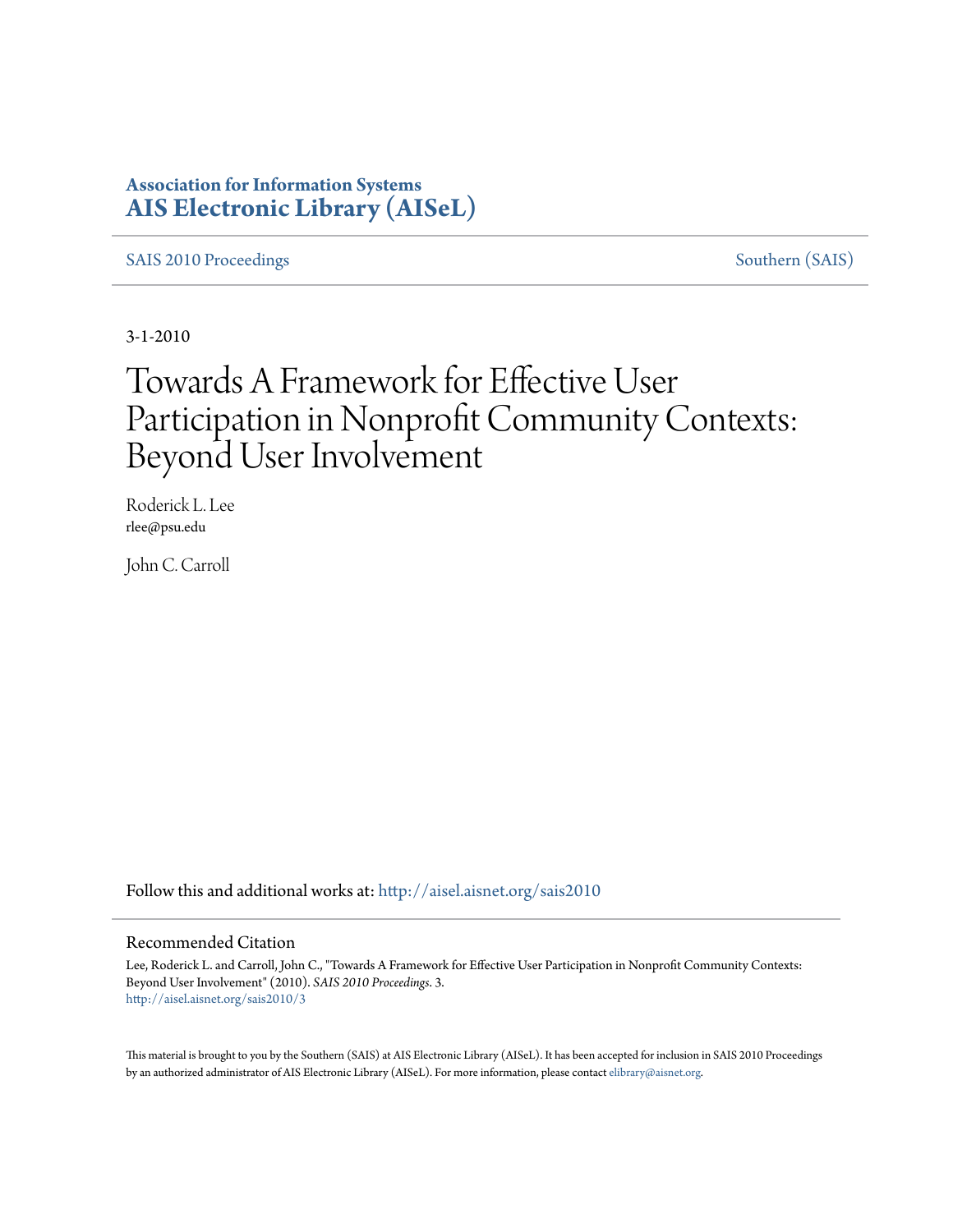**Association for Information Systems**
**AIS Electronic Library (AISeL)**

SAIS 2010 Proceedings | Southern (SAIS)

3-1-2010

# Towards A Framework for Effective User Participation in Nonprofit Community Contexts: Beyond User Involvement

Roderick L. Lee
rlee@psu.edu

John C. Carroll

Follow this and additional works at: http://aisel.aisnet.org/sais2010

## Recommended Citation

Lee, Roderick L. and Carroll, John C., "Towards A Framework for Effective User Participation in Nonprofit Community Contexts: Beyond User Involvement" (2010). *SAIS 2010 Proceedings*. 3.
http://aisel.aisnet.org/sais2010/3

This material is brought to you by the Southern (SAIS) at AIS Electronic Library (AISeL). It has been accepted for inclusion in SAIS 2010 Proceedings by an authorized administrator of AIS Electronic Library (AISeL). For more information, please contact elibrary@aisnet.org.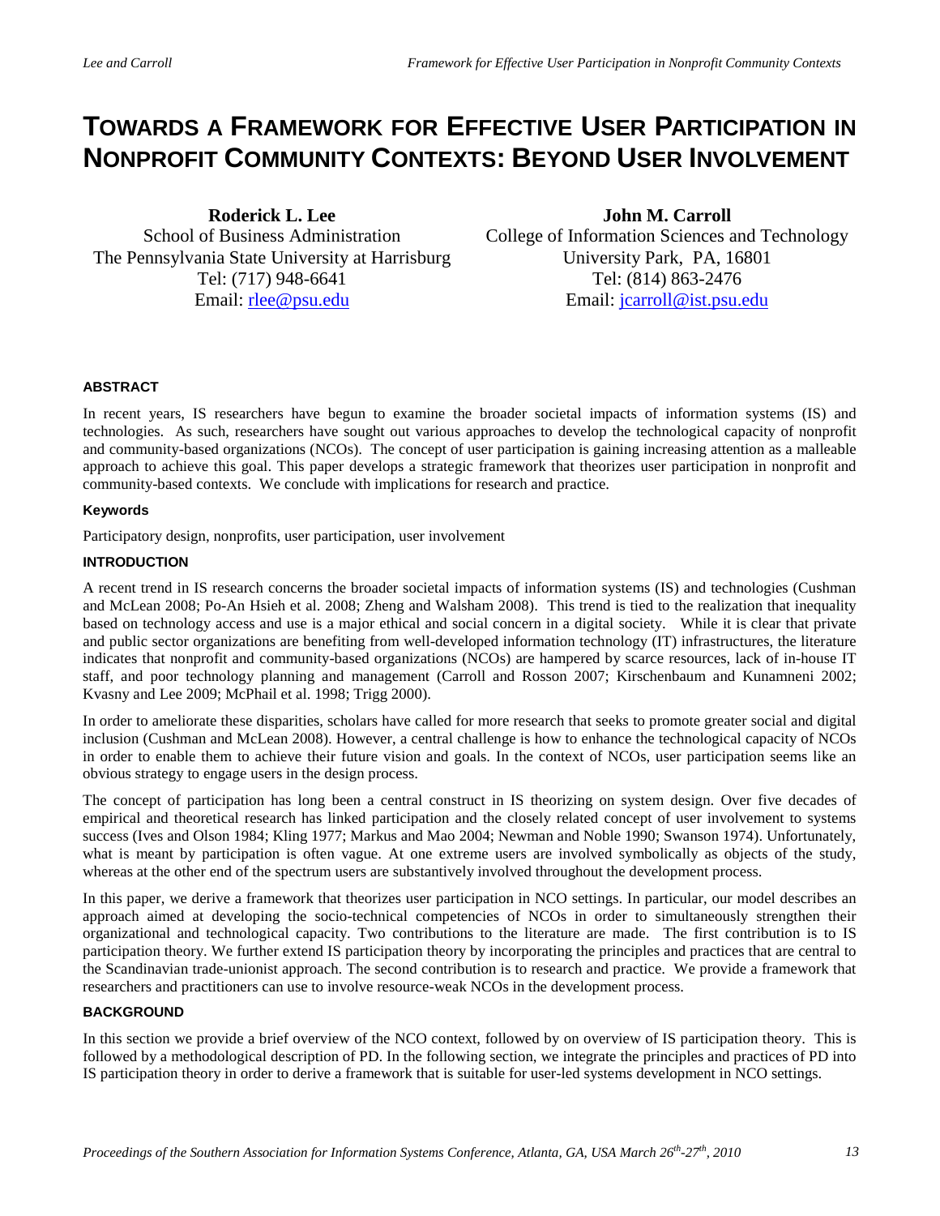# TOWARDS A FRAMEWORK FOR EFFECTIVE USER PARTICIPATION IN NONPROFIT COMMUNITY CONTEXTS: BEYOND USER INVOLVEMENT

**Roderick L. Lee**
School of Business Administration
The Pennsylvania State University at Harrisburg
Tel: (717) 948-6641
Email: rlee@psu.edu

**John M. Carroll**
College of Information Sciences and Technology
University Park, PA, 16801
Tel: (814) 863-2476
Email: jcarroll@ist.psu.edu

## ABSTRACT

In recent years, IS researchers have begun to examine the broader societal impacts of information systems (IS) and technologies. As such, researchers have sought out various approaches to develop the technological capacity of nonprofit and community-based organizations (NCOs). The concept of user participation is gaining increasing attention as a malleable approach to achieve this goal. This paper develops a strategic framework that theorizes user participation in nonprofit and community-based contexts. We conclude with implications for research and practice.

### Keywords

Participatory design, nonprofits, user participation, user involvement

## INTRODUCTION

A recent trend in IS research concerns the broader societal impacts of information systems (IS) and technologies (Cushman and McLean 2008; Po-An Hsieh et al. 2008; Zheng and Walsham 2008). This trend is tied to the realization that inequality based on technology access and use is a major ethical and social concern in a digital society. While it is clear that private and public sector organizations are benefiting from well-developed information technology (IT) infrastructures, the literature indicates that nonprofit and community-based organizations (NCOs) are hampered by scarce resources, lack of in-house IT staff, and poor technology planning and management (Carroll and Rosson 2007; Kirschenbaum and Kunamneni 2002; Kvasny and Lee 2009; McPhail et al. 1998; Trigg 2000).

In order to ameliorate these disparities, scholars have called for more research that seeks to promote greater social and digital inclusion (Cushman and McLean 2008). However, a central challenge is how to enhance the technological capacity of NCOs in order to enable them to achieve their future vision and goals. In the context of NCOs, user participation seems like an obvious strategy to engage users in the design process.

The concept of participation has long been a central construct in IS theorizing on system design. Over five decades of empirical and theoretical research has linked participation and the closely related concept of user involvement to systems success (Ives and Olson 1984; Kling 1977; Markus and Mao 2004; Newman and Noble 1990; Swanson 1974). Unfortunately, what is meant by participation is often vague. At one extreme users are involved symbolically as objects of the study, whereas at the other end of the spectrum users are substantively involved throughout the development process.

In this paper, we derive a framework that theorizes user participation in NCO settings. In particular, our model describes an approach aimed at developing the socio-technical competencies of NCOs in order to simultaneously strengthen their organizational and technological capacity. Two contributions to the literature are made. The first contribution is to IS participation theory. We further extend IS participation theory by incorporating the principles and practices that are central to the Scandinavian trade-unionist approach. The second contribution is to research and practice. We provide a framework that researchers and practitioners can use to involve resource-weak NCOs in the development process.

## BACKGROUND

In this section we provide a brief overview of the NCO context, followed by on overview of IS participation theory. This is followed by a methodological description of PD. In the following section, we integrate the principles and practices of PD into IS participation theory in order to derive a framework that is suitable for user-led systems development in NCO settings.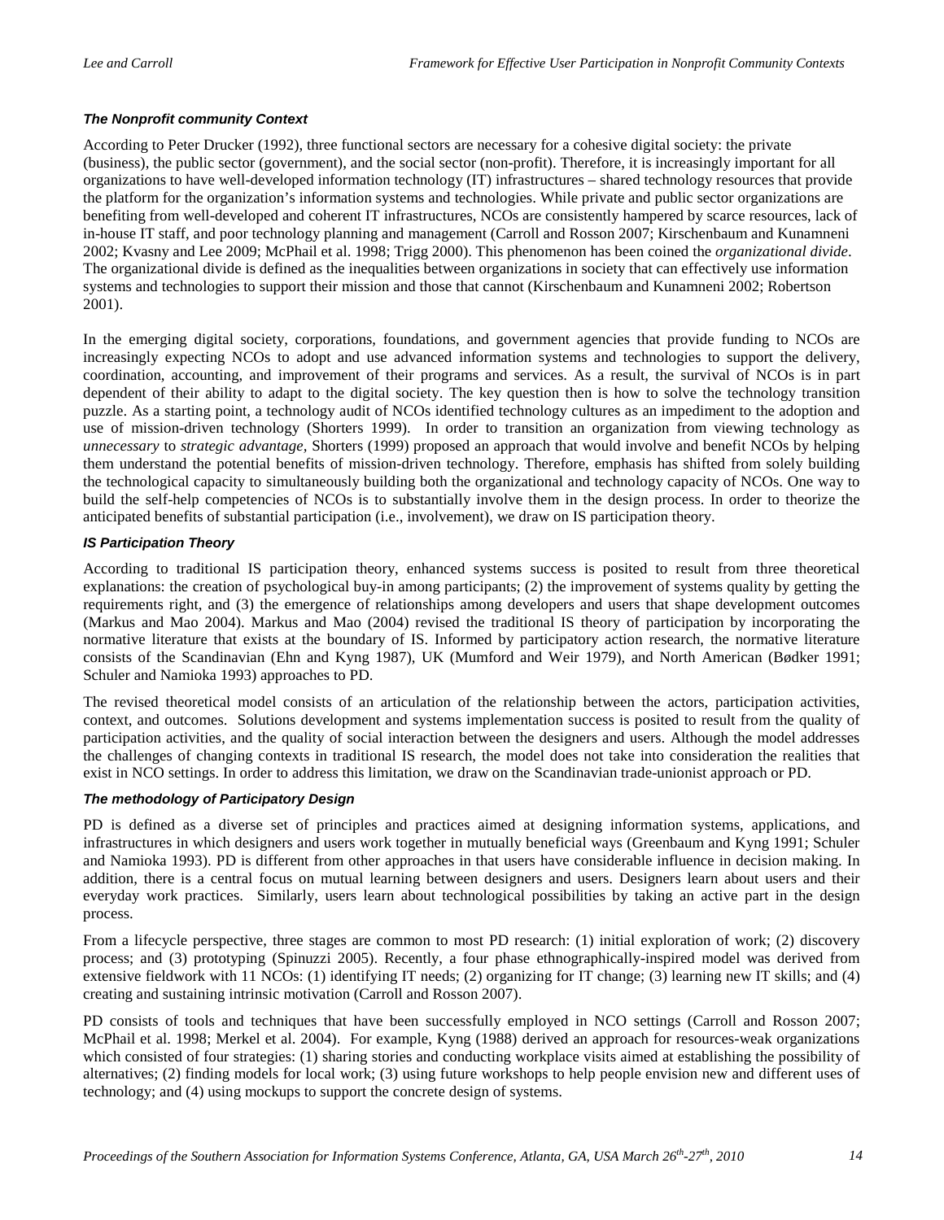### *The Nonprofit community Context*

According to Peter Drucker (1992), three functional sectors are necessary for a cohesive digital society: the private (business), the public sector (government), and the social sector (non-profit). Therefore, it is increasingly important for all organizations to have well-developed information technology (IT) infrastructures – shared technology resources that provide the platform for the organization's information systems and technologies. While private and public sector organizations are benefiting from well-developed and coherent IT infrastructures, NCOs are consistently hampered by scarce resources, lack of in-house IT staff, and poor technology planning and management (Carroll and Rosson 2007; Kirschenbaum and Kunamneni 2002; Kvasny and Lee 2009; McPhail et al. 1998; Trigg 2000). This phenomenon has been coined the *organizational divide*. The organizational divide is defined as the inequalities between organizations in society that can effectively use information systems and technologies to support their mission and those that cannot (Kirschenbaum and Kunamneni 2002; Robertson 2001).

In the emerging digital society, corporations, foundations, and government agencies that provide funding to NCOs are increasingly expecting NCOs to adopt and use advanced information systems and technologies to support the delivery, coordination, accounting, and improvement of their programs and services. As a result, the survival of NCOs is in part dependent of their ability to adapt to the digital society. The key question then is how to solve the technology transition puzzle. As a starting point, a technology audit of NCOs identified technology cultures as an impediment to the adoption and use of mission-driven technology (Shorters 1999). In order to transition an organization from viewing technology as *unnecessary* to *strategic advantage*, Shorters (1999) proposed an approach that would involve and benefit NCOs by helping them understand the potential benefits of mission-driven technology. Therefore, emphasis has shifted from solely building the technological capacity to simultaneously building both the organizational and technology capacity of NCOs. One way to build the self-help competencies of NCOs is to substantially involve them in the design process. In order to theorize the anticipated benefits of substantial participation (i.e., involvement), we draw on IS participation theory.

### *IS Participation Theory*

According to traditional IS participation theory, enhanced systems success is posited to result from three theoretical explanations: the creation of psychological buy-in among participants; (2) the improvement of systems quality by getting the requirements right, and (3) the emergence of relationships among developers and users that shape development outcomes (Markus and Mao 2004). Markus and Mao (2004) revised the traditional IS theory of participation by incorporating the normative literature that exists at the boundary of IS. Informed by participatory action research, the normative literature consists of the Scandinavian (Ehn and Kyng 1987), UK (Mumford and Weir 1979), and North American (Bødker 1991; Schuler and Namioka 1993) approaches to PD.

The revised theoretical model consists of an articulation of the relationship between the actors, participation activities, context, and outcomes. Solutions development and systems implementation success is posited to result from the quality of participation activities, and the quality of social interaction between the designers and users. Although the model addresses the challenges of changing contexts in traditional IS research, the model does not take into consideration the realities that exist in NCO settings. In order to address this limitation, we draw on the Scandinavian trade-unionist approach or PD.

### *The methodology of Participatory Design*

PD is defined as a diverse set of principles and practices aimed at designing information systems, applications, and infrastructures in which designers and users work together in mutually beneficial ways (Greenbaum and Kyng 1991; Schuler and Namioka 1993). PD is different from other approaches in that users have considerable influence in decision making. In addition, there is a central focus on mutual learning between designers and users. Designers learn about users and their everyday work practices. Similarly, users learn about technological possibilities by taking an active part in the design process.

From a lifecycle perspective, three stages are common to most PD research: (1) initial exploration of work; (2) discovery process; and (3) prototyping (Spinuzzi 2005). Recently, a four phase ethnographically-inspired model was derived from extensive fieldwork with 11 NCOs: (1) identifying IT needs; (2) organizing for IT change; (3) learning new IT skills; and (4) creating and sustaining intrinsic motivation (Carroll and Rosson 2007).

PD consists of tools and techniques that have been successfully employed in NCO settings (Carroll and Rosson 2007; McPhail et al. 1998; Merkel et al. 2004). For example, Kyng (1988) derived an approach for resources-weak organizations which consisted of four strategies: (1) sharing stories and conducting workplace visits aimed at establishing the possibility of alternatives; (2) finding models for local work; (3) using future workshops to help people envision new and different uses of technology; and (4) using mockups to support the concrete design of systems.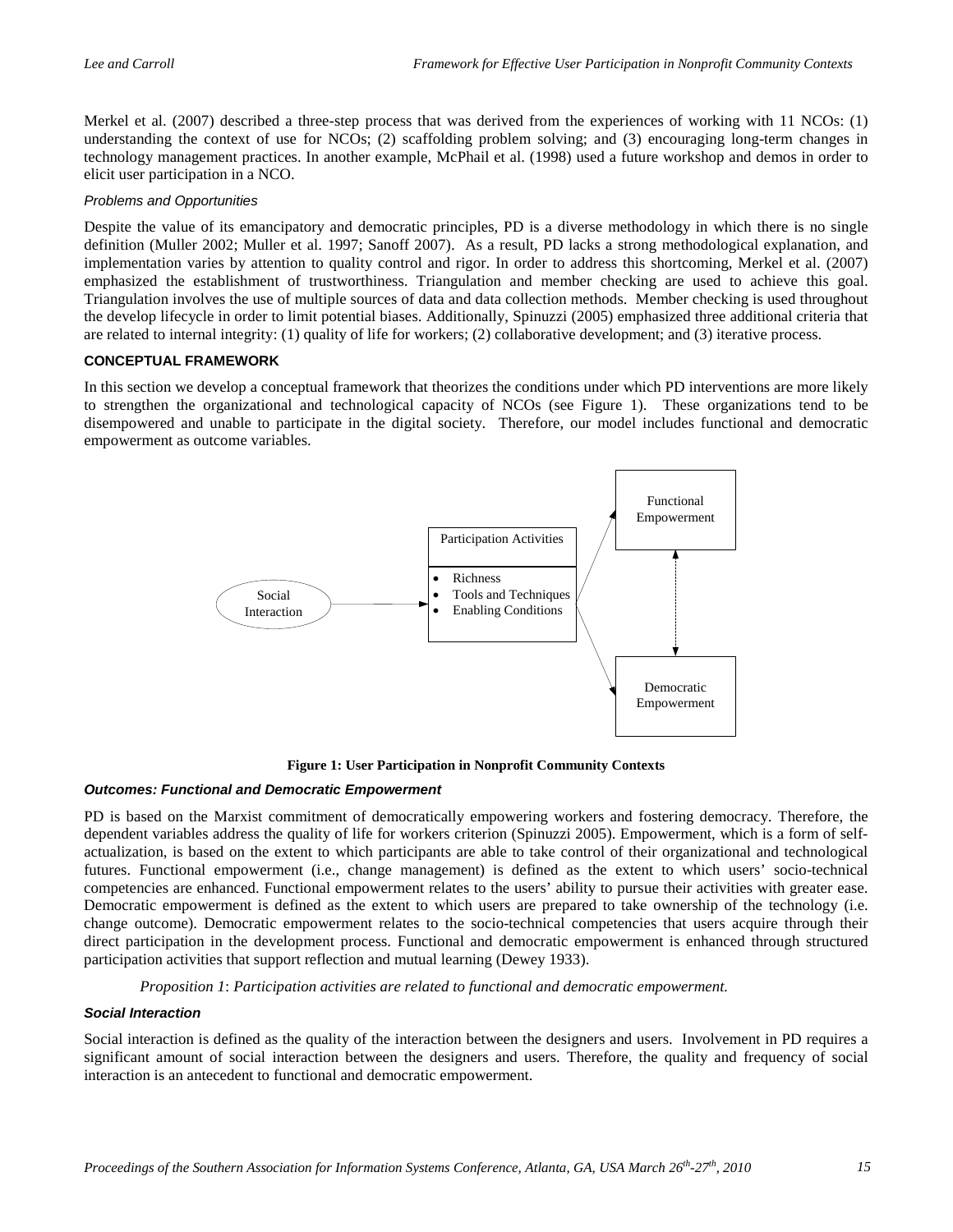Merkel et al. (2007) described a three-step process that was derived from the experiences of working with 11 NCOs: (1) understanding the context of use for NCOs; (2) scaffolding problem solving; and (3) encouraging long-term changes in technology management practices. In another example, McPhail et al. (1998) used a future workshop and demos in order to elicit user participation in a NCO.

#### *Problems and Opportunities*

Despite the value of its emancipatory and democratic principles, PD is a diverse methodology in which there is no single definition (Muller 2002; Muller et al. 1997; Sanoff 2007). As a result, PD lacks a strong methodological explanation, and implementation varies by attention to quality control and rigor. In order to address this shortcoming, Merkel et al. (2007) emphasized the establishment of trustworthiness. Triangulation and member checking are used to achieve this goal. Triangulation involves the use of multiple sources of data and data collection methods. Member checking is used throughout the develop lifecycle in order to limit potential biases. Additionally, Spinuzzi (2005) emphasized three additional criteria that are related to internal integrity: (1) quality of life for workers; (2) collaborative development; and (3) iterative process.

## CONCEPTUAL FRAMEWORK

In this section we develop a conceptual framework that theorizes the conditions under which PD interventions are more likely to strengthen the organizational and technological capacity of NCOs (see Figure 1). These organizations tend to be disempowered and unable to participate in the digital society. Therefore, our model includes functional and democratic empowerment as outcome variables.

**Figure 1: User Participation in Nonprofit Community Contexts**

### *Outcomes: Functional and Democratic Empowerment*

PD is based on the Marxist commitment of democratically empowering workers and fostering democracy. Therefore, the dependent variables address the quality of life for workers criterion (Spinuzzi 2005). Empowerment, which is a form of self-actualization, is based on the extent to which participants are able to take control of their organizational and technological futures. Functional empowerment (i.e., change management) is defined as the extent to which users' socio-technical competencies are enhanced. Functional empowerment relates to the users' ability to pursue their activities with greater ease. Democratic empowerment is defined as the extent to which users are prepared to take ownership of the technology (i.e. change outcome). Democratic empowerment relates to the socio-technical competencies that users acquire through their direct participation in the development process. Functional and democratic empowerment is enhanced through structured participation activities that support reflection and mutual learning (Dewey 1933).

*Proposition 1*: *Participation activities are related to functional and democratic empowerment.*

### *Social Interaction*

Social interaction is defined as the quality of the interaction between the designers and users. Involvement in PD requires a significant amount of social interaction between the designers and users. Therefore, the quality and frequency of social interaction is an antecedent to functional and democratic empowerment.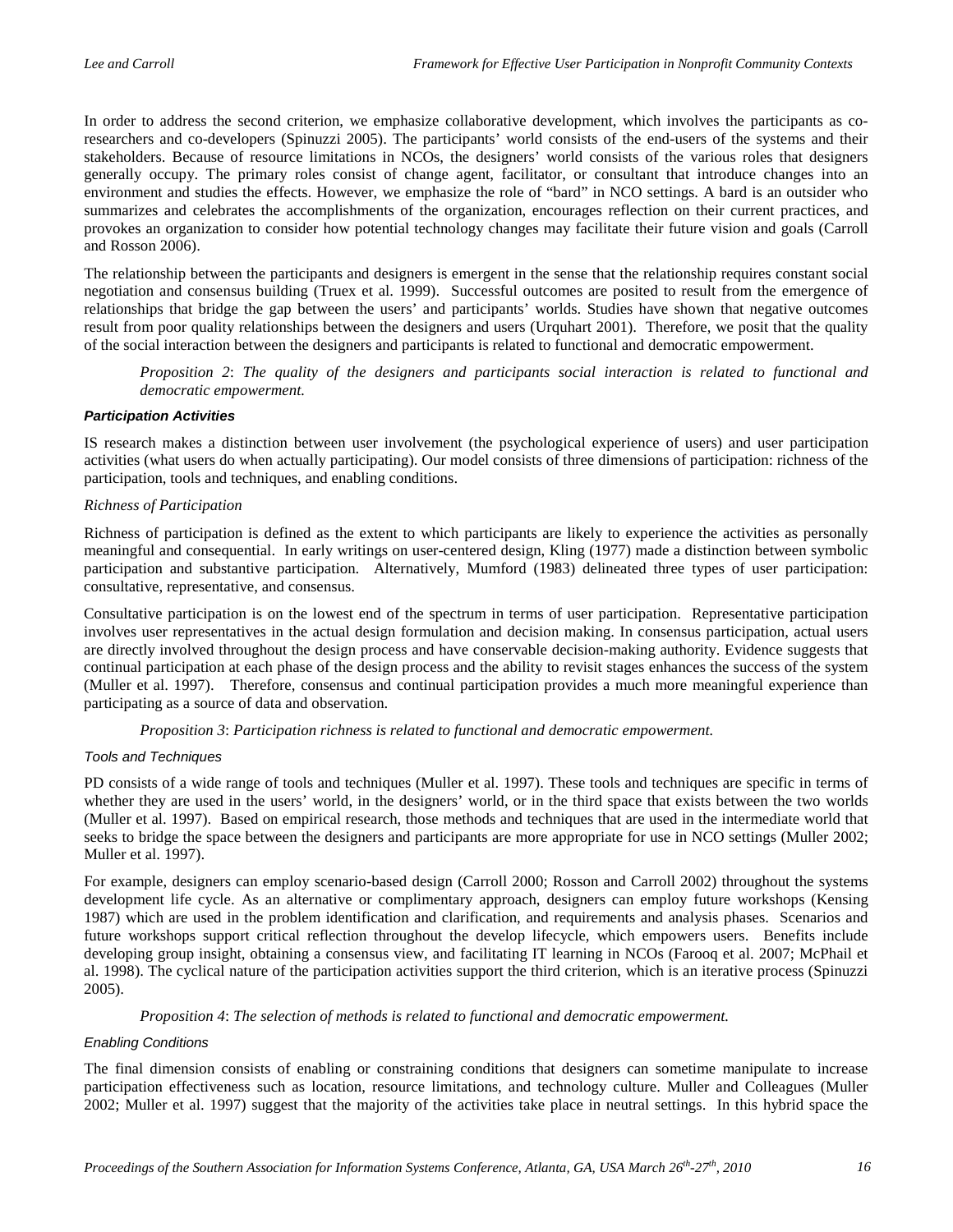In order to address the second criterion, we emphasize collaborative development, which involves the participants as co-researchers and co-developers (Spinuzzi 2005). The participants' world consists of the end-users of the systems and their stakeholders. Because of resource limitations in NCOs, the designers' world consists of the various roles that designers generally occupy. The primary roles consist of change agent, facilitator, or consultant that introduce changes into an environment and studies the effects. However, we emphasize the role of "bard" in NCO settings. A bard is an outsider who summarizes and celebrates the accomplishments of the organization, encourages reflection on their current practices, and provokes an organization to consider how potential technology changes may facilitate their future vision and goals (Carroll and Rosson 2006).

The relationship between the participants and designers is emergent in the sense that the relationship requires constant social negotiation and consensus building (Truex et al. 1999). Successful outcomes are posited to result from the emergence of relationships that bridge the gap between the users' and participants' worlds. Studies have shown that negative outcomes result from poor quality relationships between the designers and users (Urquhart 2001). Therefore, we posit that the quality of the social interaction between the designers and participants is related to functional and democratic empowerment.

> *Proposition 2*: *The quality of the designers and participants social interaction is related to functional and democratic empowerment.*

#### ***Participation Activities***

IS research makes a distinction between user involvement (the psychological experience of users) and user participation activities (what users do when actually participating). Our model consists of three dimensions of participation: richness of the participation, tools and techniques, and enabling conditions.

##### *Richness of Participation*

Richness of participation is defined as the extent to which participants are likely to experience the activities as personally meaningful and consequential. In early writings on user-centered design, Kling (1977) made a distinction between symbolic participation and substantive participation. Alternatively, Mumford (1983) delineated three types of user participation: consultative, representative, and consensus.

Consultative participation is on the lowest end of the spectrum in terms of user participation. Representative participation involves user representatives in the actual design formulation and decision making. In consensus participation, actual users are directly involved throughout the design process and have conservable decision-making authority. Evidence suggests that continual participation at each phase of the design process and the ability to revisit stages enhances the success of the system (Muller et al. 1997). Therefore, consensus and continual participation provides a much more meaningful experience than participating as a source of data and observation.

> *Proposition 3*: *Participation richness is related to functional and democratic empowerment.*

##### *Tools and Techniques*

PD consists of a wide range of tools and techniques (Muller et al. 1997). These tools and techniques are specific in terms of whether they are used in the users' world, in the designers' world, or in the third space that exists between the two worlds (Muller et al. 1997). Based on empirical research, those methods and techniques that are used in the intermediate world that seeks to bridge the space between the designers and participants are more appropriate for use in NCO settings (Muller 2002; Muller et al. 1997).

For example, designers can employ scenario-based design (Carroll 2000; Rosson and Carroll 2002) throughout the systems development life cycle. As an alternative or complimentary approach, designers can employ future workshops (Kensing 1987) which are used in the problem identification and clarification, and requirements and analysis phases. Scenarios and future workshops support critical reflection throughout the develop lifecycle, which empowers users. Benefits include developing group insight, obtaining a consensus view, and facilitating IT learning in NCOs (Farooq et al. 2007; McPhail et al. 1998). The cyclical nature of the participation activities support the third criterion, which is an iterative process (Spinuzzi 2005).

> *Proposition 4*: *The selection of methods is related to functional and democratic empowerment.*

##### *Enabling Conditions*

The final dimension consists of enabling or constraining conditions that designers can sometime manipulate to increase participation effectiveness such as location, resource limitations, and technology culture. Muller and Colleagues (Muller 2002; Muller et al. 1997) suggest that the majority of the activities take place in neutral settings. In this hybrid space the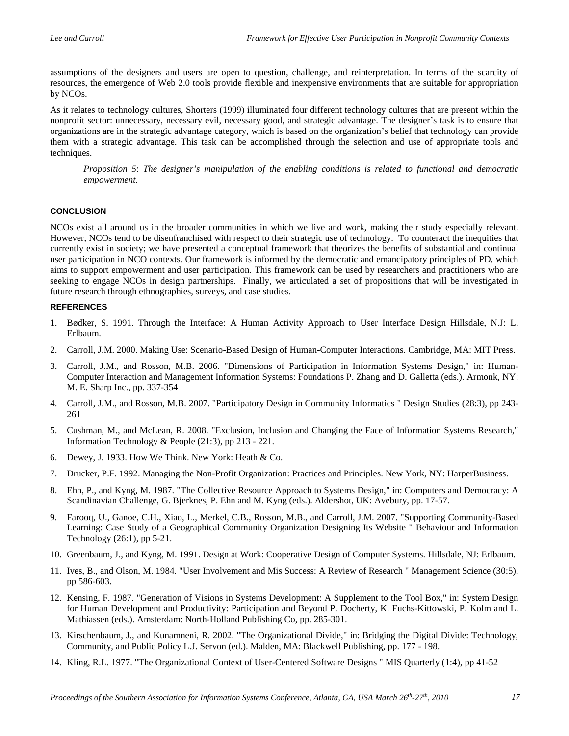assumptions of the designers and users are open to question, challenge, and reinterpretation. In terms of the scarcity of resources, the emergence of Web 2.0 tools provide flexible and inexpensive environments that are suitable for appropriation by NCOs.

As it relates to technology cultures, Shorters (1999) illuminated four different technology cultures that are present within the nonprofit sector: unnecessary, necessary evil, necessary good, and strategic advantage. The designer's task is to ensure that organizations are in the strategic advantage category, which is based on the organization's belief that technology can provide them with a strategic advantage. This task can be accomplished through the selection and use of appropriate tools and techniques.

> *Proposition 5*: *The designer's manipulation of the enabling conditions is related to functional and democratic empowerment.*

## CONCLUSION

NCOs exist all around us in the broader communities in which we live and work, making their study especially relevant. However, NCOs tend to be disenfranchised with respect to their strategic use of technology. To counteract the inequities that currently exist in society; we have presented a conceptual framework that theorizes the benefits of substantial and continual user participation in NCO contexts. Our framework is informed by the democratic and emancipatory principles of PD, which aims to support empowerment and user participation. This framework can be used by researchers and practitioners who are seeking to engage NCOs in design partnerships. Finally, we articulated a set of propositions that will be investigated in future research through ethnographies, surveys, and case studies.

## REFERENCES

1. Bødker, S. 1991. Through the Interface: A Human Activity Approach to User Interface Design Hillsdale, N.J: L. Erlbaum.
2. Carroll, J.M. 2000. Making Use: Scenario-Based Design of Human-Computer Interactions. Cambridge, MA: MIT Press.
3. Carroll, J.M., and Rosson, M.B. 2006. "Dimensions of Participation in Information Systems Design," in: Human-Computer Interaction and Management Information Systems: Foundations P. Zhang and D. Galletta (eds.). Armonk, NY: M. E. Sharp Inc., pp. 337-354
4. Carroll, J.M., and Rosson, M.B. 2007. "Participatory Design in Community Informatics " Design Studies (28:3), pp 243-261
5. Cushman, M., and McLean, R. 2008. "Exclusion, Inclusion and Changing the Face of Information Systems Research," Information Technology & People (21:3), pp 213 - 221.
6. Dewey, J. 1933. How We Think. New York: Heath & Co.
7. Drucker, P.F. 1992. Managing the Non-Profit Organization: Practices and Principles. New York, NY: HarperBusiness.
8. Ehn, P., and Kyng, M. 1987. "The Collective Resource Approach to Systems Design," in: Computers and Democracy: A Scandinavian Challenge, G. Bjerknes, P. Ehn and M. Kyng (eds.). Aldershot, UK: Avebury, pp. 17-57.
9. Farooq, U., Ganoe, C.H., Xiao, L., Merkel, C.B., Rosson, M.B., and Carroll, J.M. 2007. "Supporting Community-Based Learning: Case Study of a Geographical Community Organization Designing Its Website " Behaviour and Information Technology (26:1), pp 5-21.
10. Greenbaum, J., and Kyng, M. 1991. Design at Work: Cooperative Design of Computer Systems. Hillsdale, NJ: Erlbaum.
11. Ives, B., and Olson, M. 1984. "User Involvement and Mis Success: A Review of Research " Management Science (30:5), pp 586-603.
12. Kensing, F. 1987. "Generation of Visions in Systems Development: A Supplement to the Tool Box," in: System Design for Human Development and Productivity: Participation and Beyond P. Docherty, K. Fuchs-Kittowski, P. Kolm and L. Mathiassen (eds.). Amsterdam: North-Holland Publishing Co, pp. 285-301.
13. Kirschenbaum, J., and Kunamneni, R. 2002. "The Organizational Divide," in: Bridging the Digital Divide: Technology, Community, and Public Policy L.J. Servon (ed.). Malden, MA: Blackwell Publishing, pp. 177 - 198.
14. Kling, R.L. 1977. "The Organizational Context of User-Centered Software Designs " MIS Quarterly (1:4), pp 41-52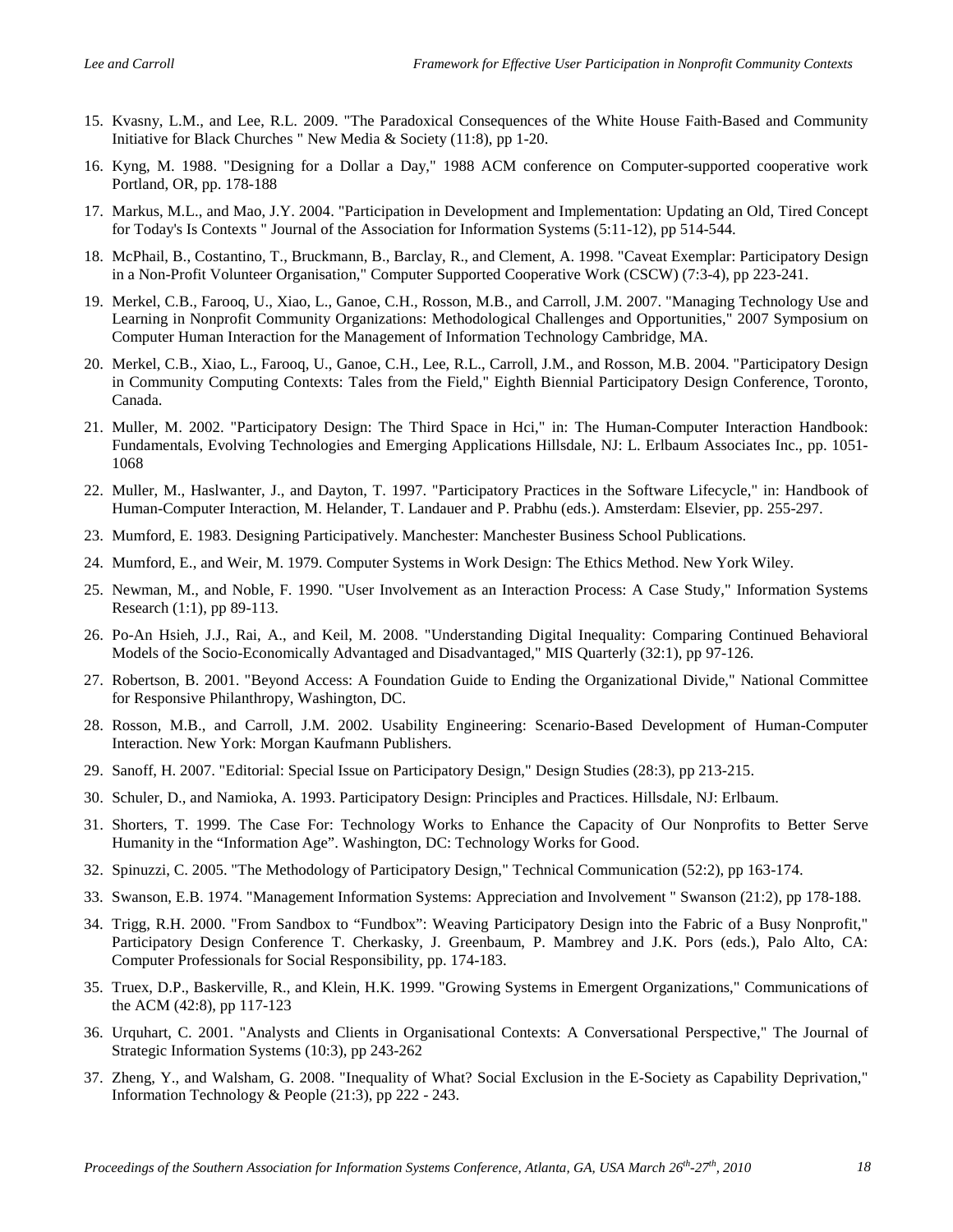15. Kvasny, L.M., and Lee, R.L. 2009. "The Paradoxical Consequences of the White House Faith-Based and Community Initiative for Black Churches " New Media & Society (11:8), pp 1-20.
16. Kyng, M. 1988. "Designing for a Dollar a Day," 1988 ACM conference on Computer-supported cooperative work Portland, OR, pp. 178-188
17. Markus, M.L., and Mao, J.Y. 2004. "Participation in Development and Implementation: Updating an Old, Tired Concept for Today's Is Contexts " Journal of the Association for Information Systems (5:11-12), pp 514-544.
18. McPhail, B., Costantino, T., Bruckmann, B., Barclay, R., and Clement, A. 1998. "Caveat Exemplar: Participatory Design in a Non-Profit Volunteer Organisation," Computer Supported Cooperative Work (CSCW) (7:3-4), pp 223-241.
19. Merkel, C.B., Farooq, U., Xiao, L., Ganoe, C.H., Rosson, M.B., and Carroll, J.M. 2007. "Managing Technology Use and Learning in Nonprofit Community Organizations: Methodological Challenges and Opportunities," 2007 Symposium on Computer Human Interaction for the Management of Information Technology Cambridge, MA.
20. Merkel, C.B., Xiao, L., Farooq, U., Ganoe, C.H., Lee, R.L., Carroll, J.M., and Rosson, M.B. 2004. "Participatory Design in Community Computing Contexts: Tales from the Field," Eighth Biennial Participatory Design Conference, Toronto, Canada.
21. Muller, M. 2002. "Participatory Design: The Third Space in Hci," in: The Human-Computer Interaction Handbook: Fundamentals, Evolving Technologies and Emerging Applications Hillsdale, NJ: L. Erlbaum Associates Inc., pp. 1051-1068
22. Muller, M., Haslwanter, J., and Dayton, T. 1997. "Participatory Practices in the Software Lifecycle," in: Handbook of Human-Computer Interaction, M. Helander, T. Landauer and P. Prabhu (eds.). Amsterdam: Elsevier, pp. 255-297.
23. Mumford, E. 1983. Designing Participatively. Manchester: Manchester Business School Publications.
24. Mumford, E., and Weir, M. 1979. Computer Systems in Work Design: The Ethics Method. New York Wiley.
25. Newman, M., and Noble, F. 1990. "User Involvement as an Interaction Process: A Case Study," Information Systems Research (1:1), pp 89-113.
26. Po-An Hsieh, J.J., Rai, A., and Keil, M. 2008. "Understanding Digital Inequality: Comparing Continued Behavioral Models of the Socio-Economically Advantaged and Disadvantaged," MIS Quarterly (32:1), pp 97-126.
27. Robertson, B. 2001. "Beyond Access: A Foundation Guide to Ending the Organizational Divide," National Committee for Responsive Philanthropy, Washington, DC.
28. Rosson, M.B., and Carroll, J.M. 2002. Usability Engineering: Scenario-Based Development of Human-Computer Interaction. New York: Morgan Kaufmann Publishers.
29. Sanoff, H. 2007. "Editorial: Special Issue on Participatory Design," Design Studies (28:3), pp 213-215.
30. Schuler, D., and Namioka, A. 1993. Participatory Design: Principles and Practices. Hillsdale, NJ: Erlbaum.
31. Shorters, T. 1999. The Case For: Technology Works to Enhance the Capacity of Our Nonprofits to Better Serve Humanity in the "Information Age". Washington, DC: Technology Works for Good.
32. Spinuzzi, C. 2005. "The Methodology of Participatory Design," Technical Communication (52:2), pp 163-174.
33. Swanson, E.B. 1974. "Management Information Systems: Appreciation and Involvement " Swanson (21:2), pp 178-188.
34. Trigg, R.H. 2000. "From Sandbox to "Fundbox": Weaving Participatory Design into the Fabric of a Busy Nonprofit," Participatory Design Conference T. Cherkasky, J. Greenbaum, P. Mambrey and J.K. Pors (eds.), Palo Alto, CA: Computer Professionals for Social Responsibility, pp. 174-183.
35. Truex, D.P., Baskerville, R., and Klein, H.K. 1999. "Growing Systems in Emergent Organizations," Communications of the ACM (42:8), pp 117-123
36. Urquhart, C. 2001. "Analysts and Clients in Organisational Contexts: A Conversational Perspective," The Journal of Strategic Information Systems (10:3), pp 243-262
37. Zheng, Y., and Walsham, G. 2008. "Inequality of What? Social Exclusion in the E-Society as Capability Deprivation," Information Technology & People (21:3), pp 222 - 243.